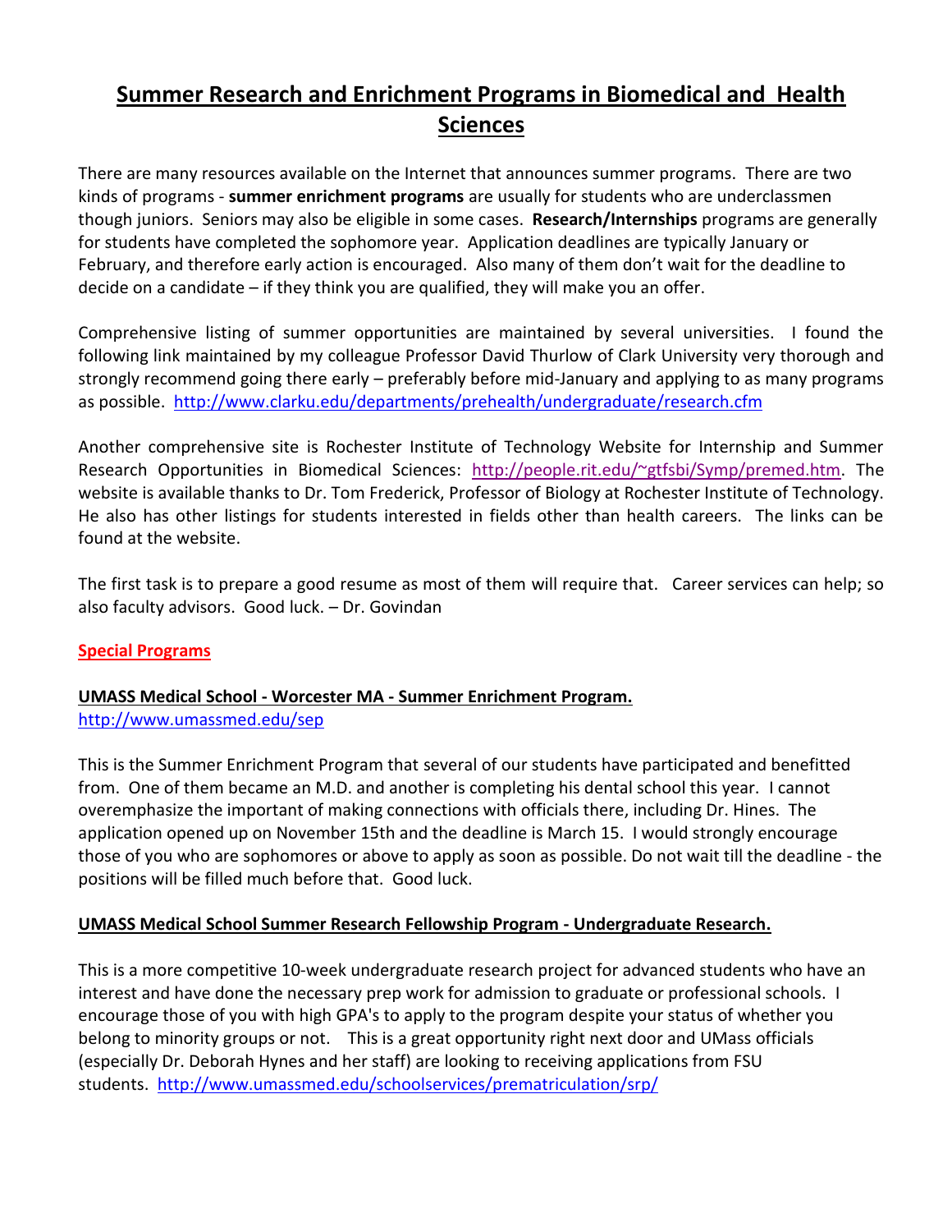# Summer Research and Enrichment Programs in Biomedical and Health Sciences

There are many resources available on the Internet that announces summer programs. There are two kinds of programs - **summer enrichment programs** are usually for students who are underclassmen though juniors. Seniors may also be eligible in some cases. **Research/Internships** programs are generally for students have completed the sophomore year. Application deadlines are typically January or February, and therefore early action is encouraged. Also many of them don't wait for the deadline to decide on a candidate – if they think you are qualified, they will make you an offer.

Comprehensive listing of summer opportunities are maintained by several universities. I found the following link maintained by my colleague Professor David Thurlow of Clark University very thorough and strongly recommend going there early – preferably before mid-January and applying to as many programs as possible. http://www.clarku.edu/departments/prehealth/undergraduate/research.cfm

Another comprehensive site is Rochester Institute of Technology Website for Internship and Summer Research Opportunities in Biomedical Sciences: http://people.rit.edu/~gtfsbi/Symp/premed.htm. The website is available thanks to Dr. Tom Frederick, Professor of Biology at Rochester Institute of Technology. He also has other listings for students interested in fields other than health careers. The links can be found at the website.

The first task is to prepare a good resume as most of them will require that. Career services can help; so also faculty advisors. Good luck. – Dr. Govindan

## Special Programs

### UMASS Medical School - Worcester MA - Summer Enrichment Program.

http://www.umassmed.edu/sep

This is the Summer Enrichment Program that several of our students have participated and benefitted from. One of them became an M.D. and another is completing his dental school this year. I cannot overemphasize the important of making connections with officials there, including Dr. Hines. The application opened up on November 15th and the deadline is March 15. I would strongly encourage those of you who are sophomores or above to apply as soon as possible. Do not wait till the deadline - the positions will be filled much before that. Good luck.

### UMASS Medical School Summer Research Fellowship Program - Undergraduate Research.

This is a more competitive 10-week undergraduate research project for advanced students who have an interest and have done the necessary prep work for admission to graduate or professional schools. I encourage those of you with high GPA's to apply to the program despite your status of whether you belong to minority groups or not. This is a great opportunity right next door and UMass officials (especially Dr. Deborah Hynes and her staff) are looking to receiving applications from FSU students. http://www.umassmed.edu/schoolservices/prematriculation/srp/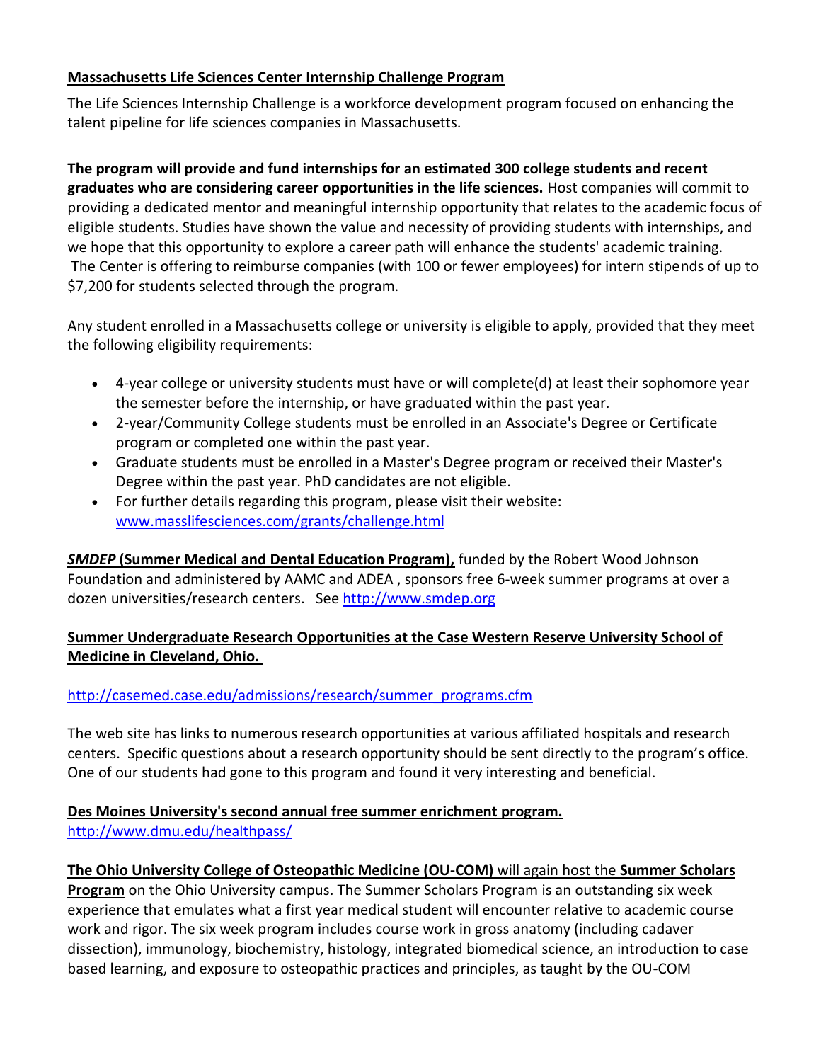**Massachusetts Life Sciences Center Internship Challenge Program**

The Life Sciences Internship Challenge is a workforce development program focused on enhancing the talent pipeline for life sciences companies in Massachusetts.

**The program will provide and fund internships for an estimated 300 college students and recent graduates who are considering career opportunities in the life sciences.** Host companies will commit to providing a dedicated mentor and meaningful internship opportunity that relates to the academic focus of eligible students. Studies have shown the value and necessity of providing students with internships, and we hope that this opportunity to explore a career path will enhance the students' academic training. The Center is offering to reimburse companies (with 100 or fewer employees) for intern stipends of up to $7,200 for students selected through the program.

Any student enrolled in a Massachusetts college or university is eligible to apply, provided that they meet the following eligibility requirements:

- 4-year college or university students must have or will complete(d) at least their sophomore year the semester before the internship, or have graduated within the past year.
- 2-year/Community College students must be enrolled in an Associate's Degree or Certificate program or completed one within the past year.
- Graduate students must be enrolled in a Master's Degree program or received their Master's Degree within the past year. PhD candidates are not eligible.
- For further details regarding this program, please visit their website: www.masslifesciences.com/grants/challenge.html

***SMDEP* (Summer Medical and Dental Education Program),** funded by the Robert Wood Johnson Foundation and administered by AAMC and ADEA , sponsors free 6-week summer programs at over a dozen universities/research centers. See http://www.smdep.org

**Summer Undergraduate Research Opportunities at the Case Western Reserve University School of Medicine in Cleveland, Ohio.**

http://casemed.case.edu/admissions/research/summer_programs.cfm

The web site has links to numerous research opportunities at various affiliated hospitals and research centers. Specific questions about a research opportunity should be sent directly to the program's office. One of our students had gone to this program and found it very interesting and beneficial.

**Des Moines University's second annual free summer enrichment program.**
http://www.dmu.edu/healthpass/

**The Ohio University College of Osteopathic Medicine (OU-COM)** will again host the **Summer Scholars Program** on the Ohio University campus. The Summer Scholars Program is an outstanding six week experience that emulates what a first year medical student will encounter relative to academic course work and rigor. The six week program includes course work in gross anatomy (including cadaver dissection), immunology, biochemistry, histology, integrated biomedical science, an introduction to case based learning, and exposure to osteopathic practices and principles, as taught by the OU-COM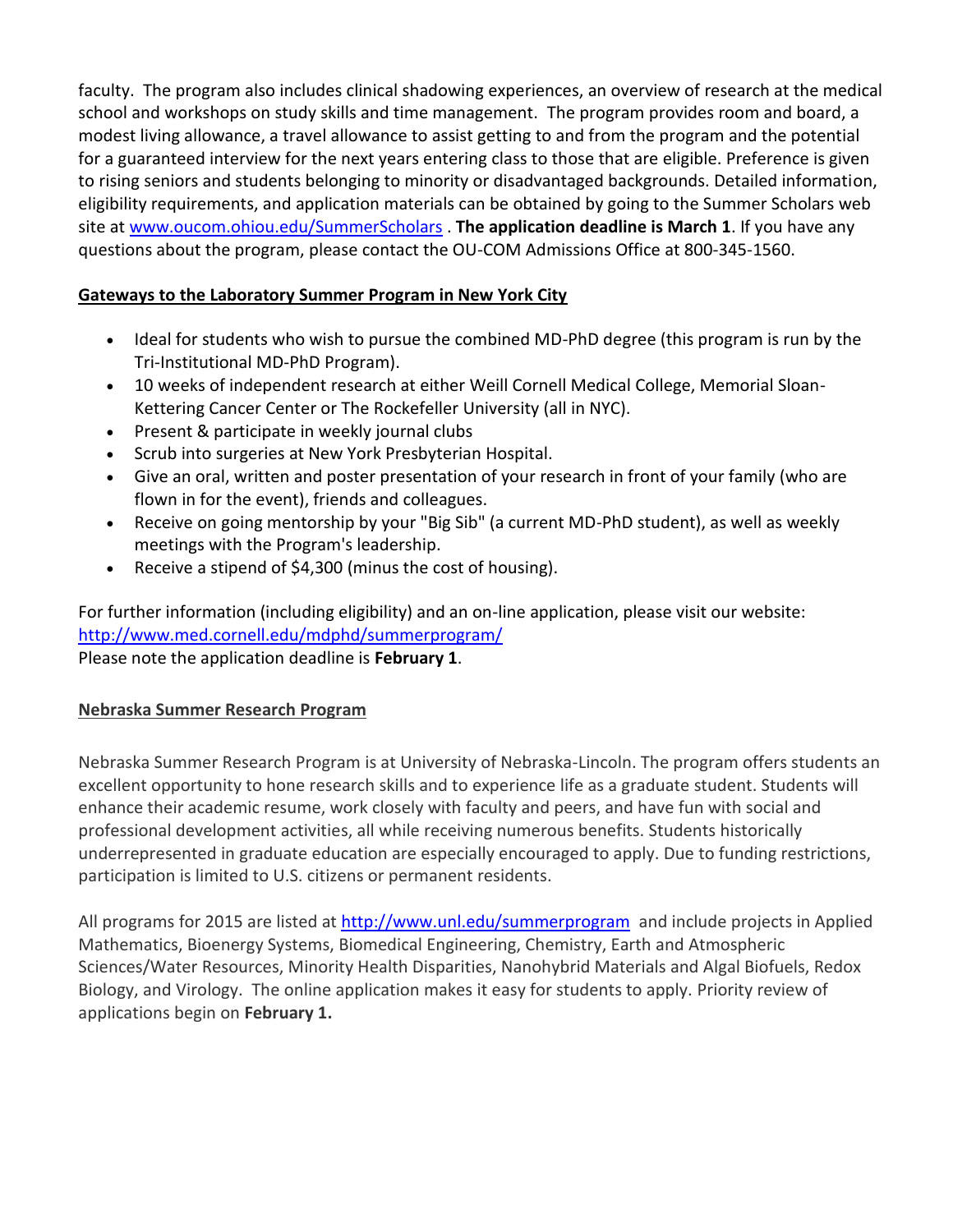faculty. The program also includes clinical shadowing experiences, an overview of research at the medical school and workshops on study skills and time management. The program provides room and board, a modest living allowance, a travel allowance to assist getting to and from the program and the potential for a guaranteed interview for the next years entering class to those that are eligible. Preference is given to rising seniors and students belonging to minority or disadvantaged backgrounds. Detailed information, eligibility requirements, and application materials can be obtained by going to the Summer Scholars web site at [www.oucom.ohiou.edu/SummerScholars](www.oucom.ohiou.edu/SummerScholars) . **The application deadline is March 1**. If you have any questions about the program, please contact the OU-COM Admissions Office at 800-345-1560.

**Gateways to the Laboratory Summer Program in New York City**

- Ideal for students who wish to pursue the combined MD-PhD degree (this program is run by the Tri-Institutional MD-PhD Program).
- 10 weeks of independent research at either Weill Cornell Medical College, Memorial Sloan-Kettering Cancer Center or The Rockefeller University (all in NYC).
- Present & participate in weekly journal clubs
- Scrub into surgeries at New York Presbyterian Hospital.
- Give an oral, written and poster presentation of your research in front of your family (who are flown in for the event), friends and colleagues.
- Receive on going mentorship by your "Big Sib" (a current MD-PhD student), as well as weekly meetings with the Program's leadership.
- Receive a stipend of $4,300 (minus the cost of housing).

For further information (including eligibility) and an on-line application, please visit our website: [http://www.med.cornell.edu/mdphd/summerprogram/](http://www.med.cornell.edu/mdphd/summerprogram/)
Please note the application deadline is **February 1**.

**Nebraska Summer Research Program**

Nebraska Summer Research Program is at University of Nebraska-Lincoln. The program offers students an excellent opportunity to hone research skills and to experience life as a graduate student. Students will enhance their academic resume, work closely with faculty and peers, and have fun with social and professional development activities, all while receiving numerous benefits. Students historically underrepresented in graduate education are especially encouraged to apply. Due to funding restrictions, participation is limited to U.S. citizens or permanent residents.

All programs for 2015 are listed at [http://www.unl.edu/summerprogram](http://www.unl.edu/summerprogram) and include projects in Applied Mathematics, Bioenergy Systems, Biomedical Engineering, Chemistry, Earth and Atmospheric Sciences/Water Resources, Minority Health Disparities, Nanohybrid Materials and Algal Biofuels, Redox Biology, and Virology. The online application makes it easy for students to apply. Priority review of applications begin on **February 1.**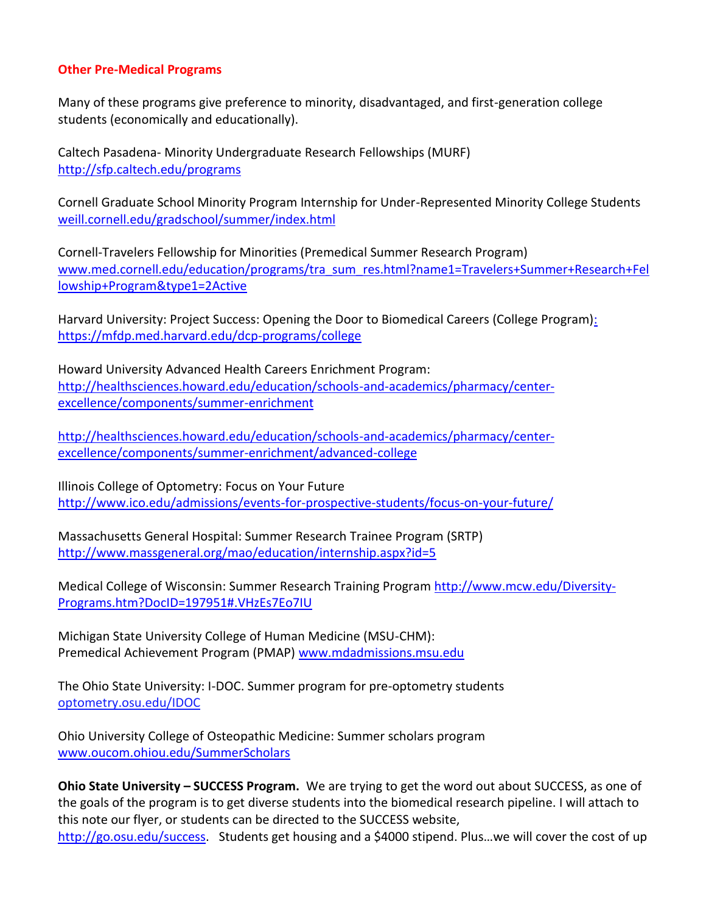**Other Pre-Medical Programs**

Many of these programs give preference to minority, disadvantaged, and first-generation college students (economically and educationally).

Caltech Pasadena- Minority Undergraduate Research Fellowships (MURF)
http://sfp.caltech.edu/programs

Cornell Graduate School Minority Program Internship for Under-Represented Minority College Students
weill.cornell.edu/gradschool/summer/index.html

Cornell-Travelers Fellowship for Minorities (Premedical Summer Research Program)
www.med.cornell.edu/education/programs/tra_sum_res.html?name1=Travelers+Summer+Research+Fellowship+Program&type1=2Active

Harvard University: Project Success: Opening the Door to Biomedical Careers (College Program):
https://mfdp.med.harvard.edu/dcp-programs/college

Howard University Advanced Health Careers Enrichment Program:
http://healthsciences.howard.edu/education/schools-and-academics/pharmacy/center-excellence/components/summer-enrichment

http://healthsciences.howard.edu/education/schools-and-academics/pharmacy/center-excellence/components/summer-enrichment/advanced-college

Illinois College of Optometry: Focus on Your Future
http://www.ico.edu/admissions/events-for-prospective-students/focus-on-your-future/

Massachusetts General Hospital: Summer Research Trainee Program (SRTP)
http://www.massgeneral.org/mao/education/internship.aspx?id=5

Medical College of Wisconsin: Summer Research Training Program http://www.mcw.edu/Diversity-Programs.htm?DocID=197951#.VHzEs7Eo7IU

Michigan State University College of Human Medicine (MSU-CHM):
Premedical Achievement Program (PMAP) www.mdadmissions.msu.edu

The Ohio State University: I-DOC. Summer program for pre-optometry students
optometry.osu.edu/IDOC

Ohio University College of Osteopathic Medicine: Summer scholars program
www.oucom.ohiou.edu/SummerScholars

**Ohio State University – SUCCESS Program.** We are trying to get the word out about SUCCESS, as one of the goals of the program is to get diverse students into the biomedical research pipeline. I will attach to this note our flyer, or students can be directed to the SUCCESS website, http://go.osu.edu/success. Students get housing and a $4000 stipend. Plus…we will cover the cost of up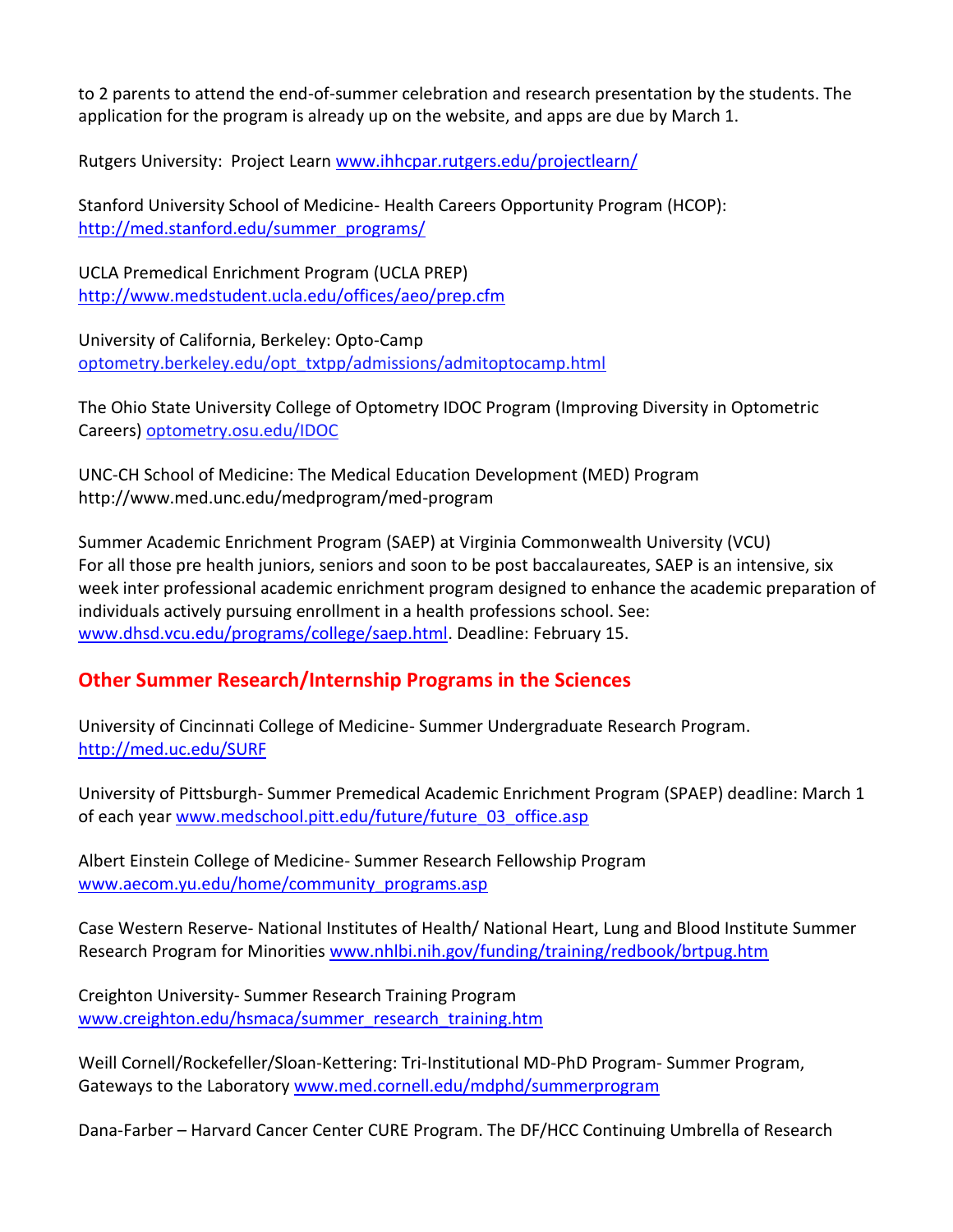to 2 parents to attend the end-of-summer celebration and research presentation by the students. The application for the program is already up on the website, and apps are due by March 1.

Rutgers University: Project Learn [www.ihhcpar.rutgers.edu/projectlearn/](www.ihhcpar.rutgers.edu/projectlearn/)

Stanford University School of Medicine- Health Careers Opportunity Program (HCOP): [http://med.stanford.edu/summer_programs/](http://med.stanford.edu/summer_programs/)

UCLA Premedical Enrichment Program (UCLA PREP) [http://www.medstudent.ucla.edu/offices/aeo/prep.cfm](http://www.medstudent.ucla.edu/offices/aeo/prep.cfm)

University of California, Berkeley: Opto-Camp [optometry.berkeley.edu/opt_txtpp/admissions/admitoptocamp.html](optometry.berkeley.edu/opt_txtpp/admissions/admitoptocamp.html)

The Ohio State University College of Optometry IDOC Program (Improving Diversity in Optometric Careers) [optometry.osu.edu/IDOC](optometry.osu.edu/IDOC)

UNC-CH School of Medicine: The Medical Education Development (MED) Program http://www.med.unc.edu/medprogram/med-program

Summer Academic Enrichment Program (SAEP) at Virginia Commonwealth University (VCU)
For all those pre health juniors, seniors and soon to be post baccalaureates, SAEP is an intensive, six week inter professional academic enrichment program designed to enhance the academic preparation of individuals actively pursuing enrollment in a health professions school. See: [www.dhsd.vcu.edu/programs/college/saep.html](www.dhsd.vcu.edu/programs/college/saep.html). Deadline: February 15.

## Other Summer Research/Internship Programs in the Sciences

University of Cincinnati College of Medicine- Summer Undergraduate Research Program. [http://med.uc.edu/SURF](http://med.uc.edu/SURF)

University of Pittsburgh- Summer Premedical Academic Enrichment Program (SPAEP) deadline: March 1 of each year [www.medschool.pitt.edu/future/future_03_office.asp](www.medschool.pitt.edu/future/future_03_office.asp)

Albert Einstein College of Medicine- Summer Research Fellowship Program [www.aecom.yu.edu/home/community_programs.asp](www.aecom.yu.edu/home/community_programs.asp)

Case Western Reserve- National Institutes of Health/ National Heart, Lung and Blood Institute Summer Research Program for Minorities [www.nhlbi.nih.gov/funding/training/redbook/brtpug.htm](www.nhlbi.nih.gov/funding/training/redbook/brtpug.htm)

Creighton University- Summer Research Training Program [www.creighton.edu/hsmaca/summer_research_training.htm](www.creighton.edu/hsmaca/summer_research_training.htm)

Weill Cornell/Rockefeller/Sloan-Kettering: Tri-Institutional MD-PhD Program- Summer Program, Gateways to the Laboratory [www.med.cornell.edu/mdphd/summerprogram](www.med.cornell.edu/mdphd/summerprogram)

Dana-Farber – Harvard Cancer Center CURE Program. The DF/HCC Continuing Umbrella of Research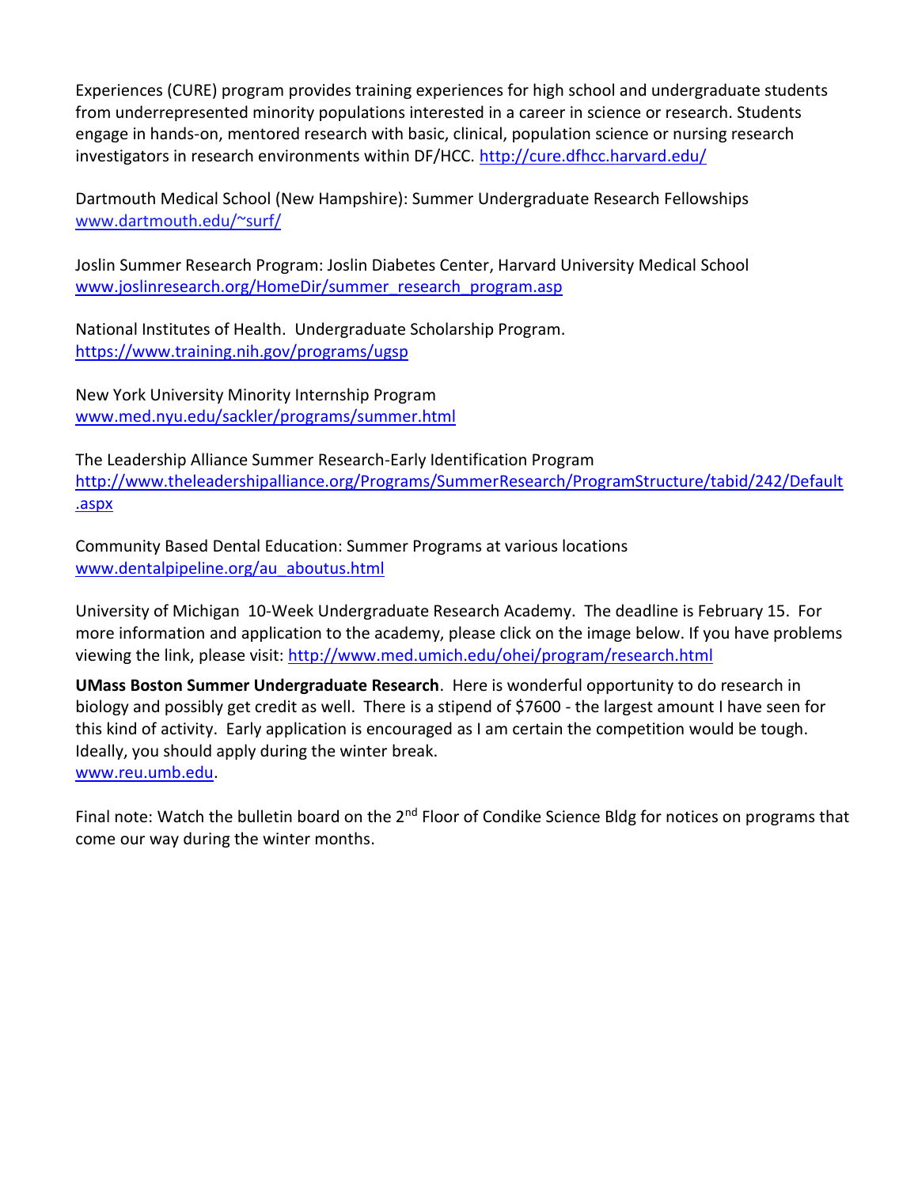Experiences (CURE) program provides training experiences for high school and undergraduate students from underrepresented minority populations interested in a career in science or research. Students engage in hands-on, mentored research with basic, clinical, population science or nursing research investigators in research environments within DF/HCC. http://cure.dfhcc.harvard.edu/

Dartmouth Medical School (New Hampshire): Summer Undergraduate Research Fellowships
www.dartmouth.edu/~surf/

Joslin Summer Research Program: Joslin Diabetes Center, Harvard University Medical School
www.joslinresearch.org/HomeDir/summer_research_program.asp

National Institutes of Health. Undergraduate Scholarship Program.
https://www.training.nih.gov/programs/ugsp

New York University Minority Internship Program
www.med.nyu.edu/sackler/programs/summer.html

The Leadership Alliance Summer Research-Early Identification Program
http://www.theleadershipalliance.org/Programs/SummerResearch/ProgramStructure/tabid/242/Default.aspx

Community Based Dental Education: Summer Programs at various locations
www.dentalpipeline.org/au_aboutus.html

University of Michigan 10-Week Undergraduate Research Academy. The deadline is February 15. For more information and application to the academy, please click on the image below. If you have problems viewing the link, please visit: http://www.med.umich.edu/ohei/program/research.html

**UMass Boston Summer Undergraduate Research**. Here is wonderful opportunity to do research in biology and possibly get credit as well. There is a stipend of $7600 - the largest amount I have seen for this kind of activity. Early application is encouraged as I am certain the competition would be tough. Ideally, you should apply during the winter break.
www.reu.umb.edu.

Final note: Watch the bulletin board on the 2nd Floor of Condike Science Bldg for notices on programs that come our way during the winter months.